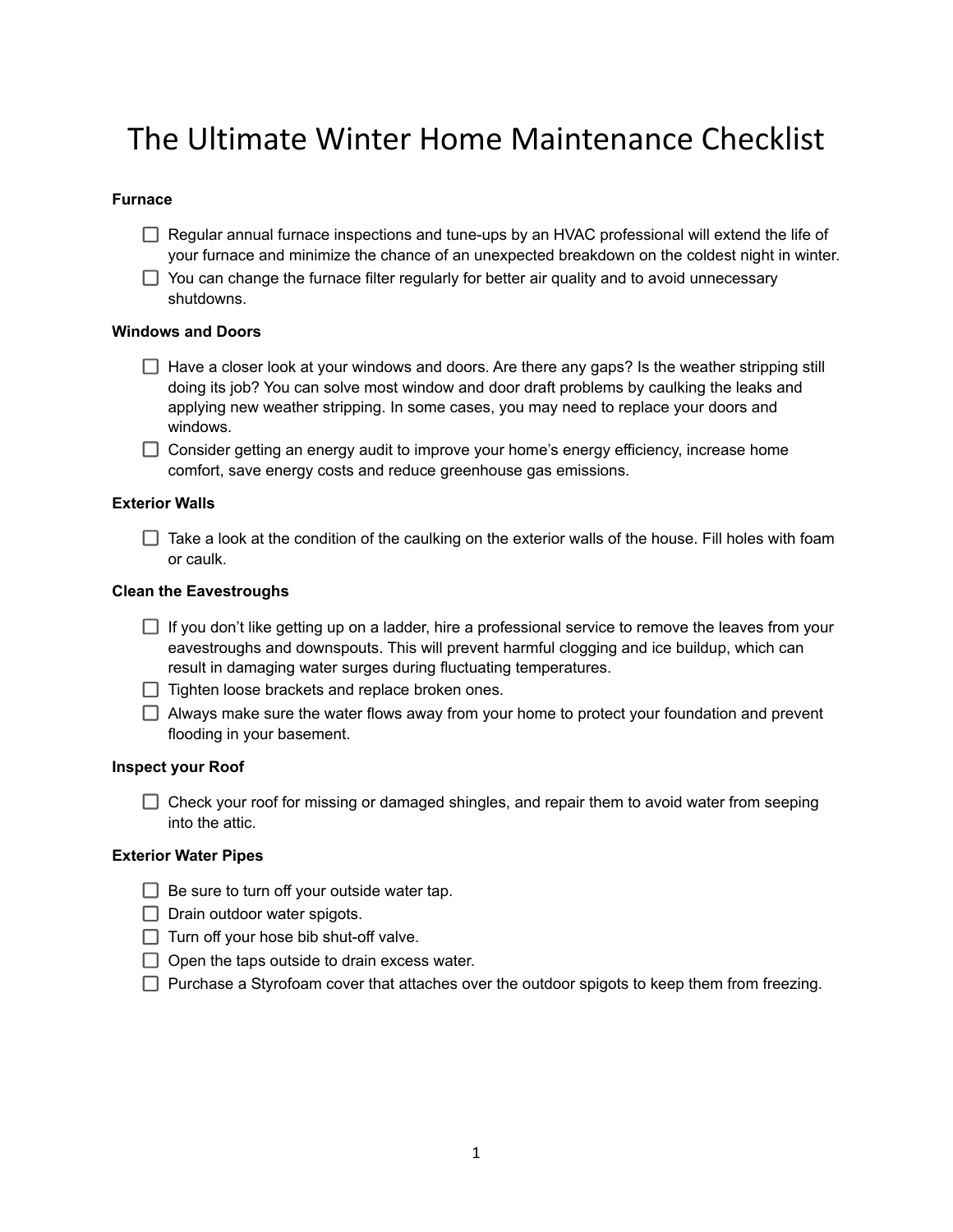# The Ultimate Winter Home Maintenance Checklist

**Furnace**

- [ ] Regular annual furnace inspections and tune-ups by an HVAC professional will extend the life of your furnace and minimize the chance of an unexpected breakdown on the coldest night in winter.
- [ ] You can change the furnace filter regularly for better air quality and to avoid unnecessary shutdowns.

**Windows and Doors**

- [ ] Have a closer look at your windows and doors. Are there any gaps? Is the weather stripping still doing its job? You can solve most window and door draft problems by caulking the leaks and applying new weather stripping. In some cases, you may need to replace your doors and windows.
- [ ] Consider getting an energy audit to improve your home's energy efficiency, increase home comfort, save energy costs and reduce greenhouse gas emissions.

**Exterior Walls**

- [ ] Take a look at the condition of the caulking on the exterior walls of the house. Fill holes with foam or caulk.

**Clean the Eavestroughs**

- [ ] If you don't like getting up on a ladder, hire a professional service to remove the leaves from your eavestroughs and downspouts. This will prevent harmful clogging and ice buildup, which can result in damaging water surges during fluctuating temperatures.
- [ ] Tighten loose brackets and replace broken ones.
- [ ] Always make sure the water flows away from your home to protect your foundation and prevent flooding in your basement.

**Inspect your Roof**

- [ ] Check your roof for missing or damaged shingles, and repair them to avoid water from seeping into the attic.

**Exterior Water Pipes**

- [ ] Be sure to turn off your outside water tap.
- [ ] Drain outdoor water spigots.
- [ ] Turn off your hose bib shut-off valve.
- [ ] Open the taps outside to drain excess water.
- [ ] Purchase a Styrofoam cover that attaches over the outdoor spigots to keep them from freezing.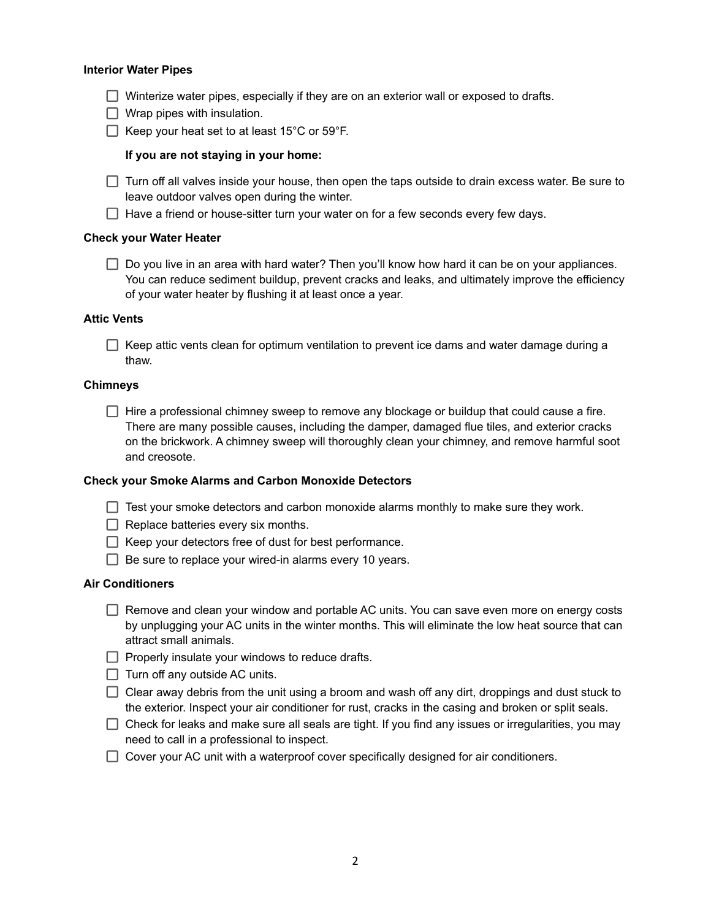**Interior Water Pipes**

- [ ] Winterize water pipes, especially if they are on an exterior wall or exposed to drafts.
- [ ] Wrap pipes with insulation.
- [ ] Keep your heat set to at least 15°C or 59°F.

**If you are not staying in your home:**

- [ ] Turn off all valves inside your house, then open the taps outside to drain excess water. Be sure to leave outdoor valves open during the winter.
- [ ] Have a friend or house-sitter turn your water on for a few seconds every few days.

**Check your Water Heater**

- [ ] Do you live in an area with hard water? Then you'll know how hard it can be on your appliances. You can reduce sediment buildup, prevent cracks and leaks, and ultimately improve the efficiency of your water heater by flushing it at least once a year.

**Attic Vents**

- [ ] Keep attic vents clean for optimum ventilation to prevent ice dams and water damage during a thaw.

**Chimneys**

- [ ] Hire a professional chimney sweep to remove any blockage or buildup that could cause a fire. There are many possible causes, including the damper, damaged flue tiles, and exterior cracks on the brickwork. A chimney sweep will thoroughly clean your chimney, and remove harmful soot and creosote.

**Check your Smoke Alarms and Carbon Monoxide Detectors**

- [ ] Test your smoke detectors and carbon monoxide alarms monthly to make sure they work.
- [ ] Replace batteries every six months.
- [ ] Keep your detectors free of dust for best performance.
- [ ] Be sure to replace your wired-in alarms every 10 years.

**Air Conditioners**

- [ ] Remove and clean your window and portable AC units. You can save even more on energy costs by unplugging your AC units in the winter months. This will eliminate the low heat source that can attract small animals.
- [ ] Properly insulate your windows to reduce drafts.
- [ ] Turn off any outside AC units.
- [ ] Clear away debris from the unit using a broom and wash off any dirt, droppings and dust stuck to the exterior. Inspect your air conditioner for rust, cracks in the casing and broken or split seals.
- [ ] Check for leaks and make sure all seals are tight. If you find any issues or irregularities, you may need to call in a professional to inspect.
- [ ] Cover your AC unit with a waterproof cover specifically designed for air conditioners.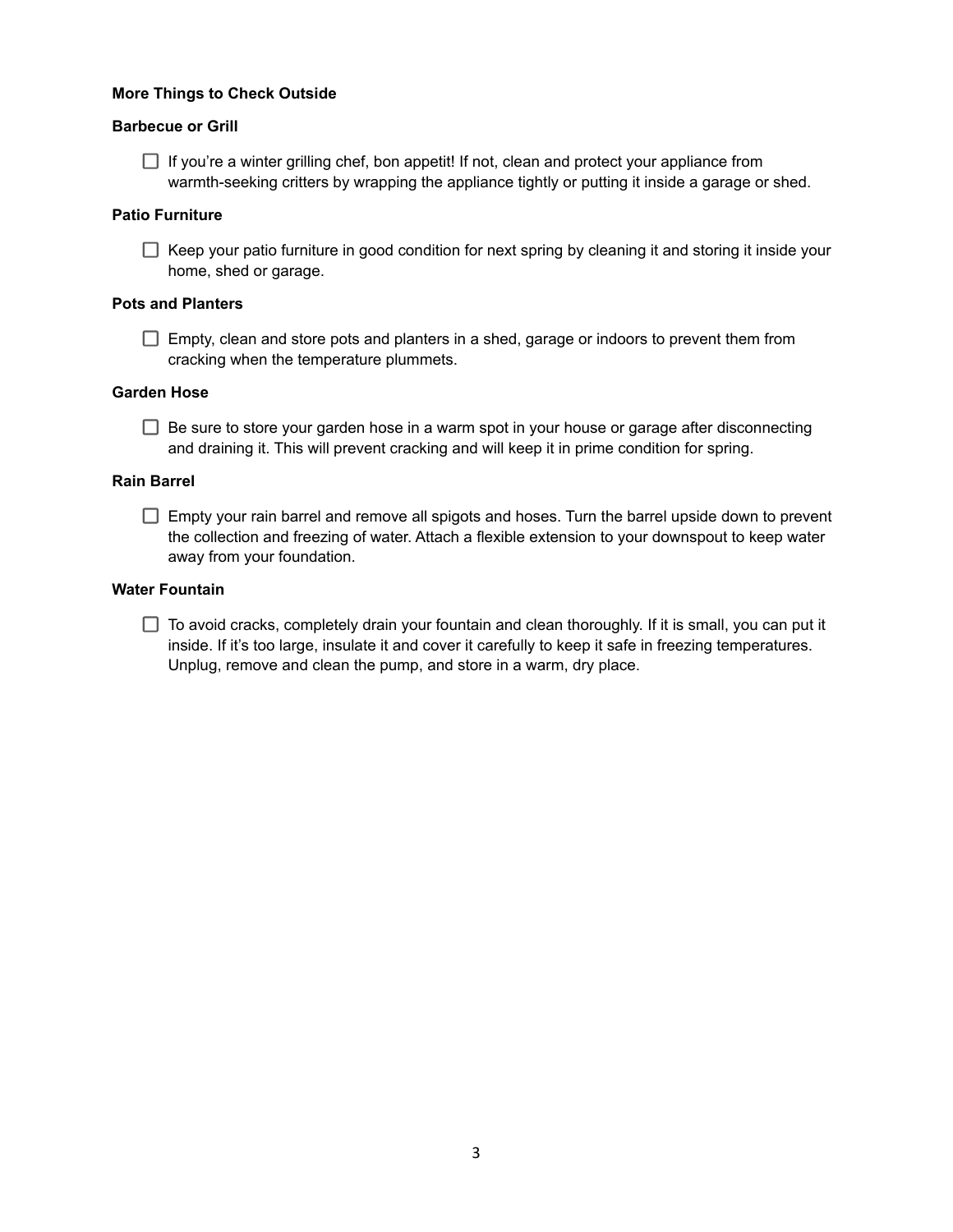**More Things to Check Outside**

**Barbecue or Grill**

- [ ] If you're a winter grilling chef, bon appetit! If not, clean and protect your appliance from warmth-seeking critters by wrapping the appliance tightly or putting it inside a garage or shed.

**Patio Furniture**

- [ ] Keep your patio furniture in good condition for next spring by cleaning it and storing it inside your home, shed or garage.

**Pots and Planters**

- [ ] Empty, clean and store pots and planters in a shed, garage or indoors to prevent them from cracking when the temperature plummets.

**Garden Hose**

- [ ] Be sure to store your garden hose in a warm spot in your house or garage after disconnecting and draining it. This will prevent cracking and will keep it in prime condition for spring.

**Rain Barrel**

- [ ] Empty your rain barrel and remove all spigots and hoses. Turn the barrel upside down to prevent the collection and freezing of water. Attach a flexible extension to your downspout to keep water away from your foundation.

**Water Fountain**

- [ ] To avoid cracks, completely drain your fountain and clean thoroughly. If it is small, you can put it inside. If it's too large, insulate it and cover it carefully to keep it safe in freezing temperatures. Unplug, remove and clean the pump, and store in a warm, dry place.